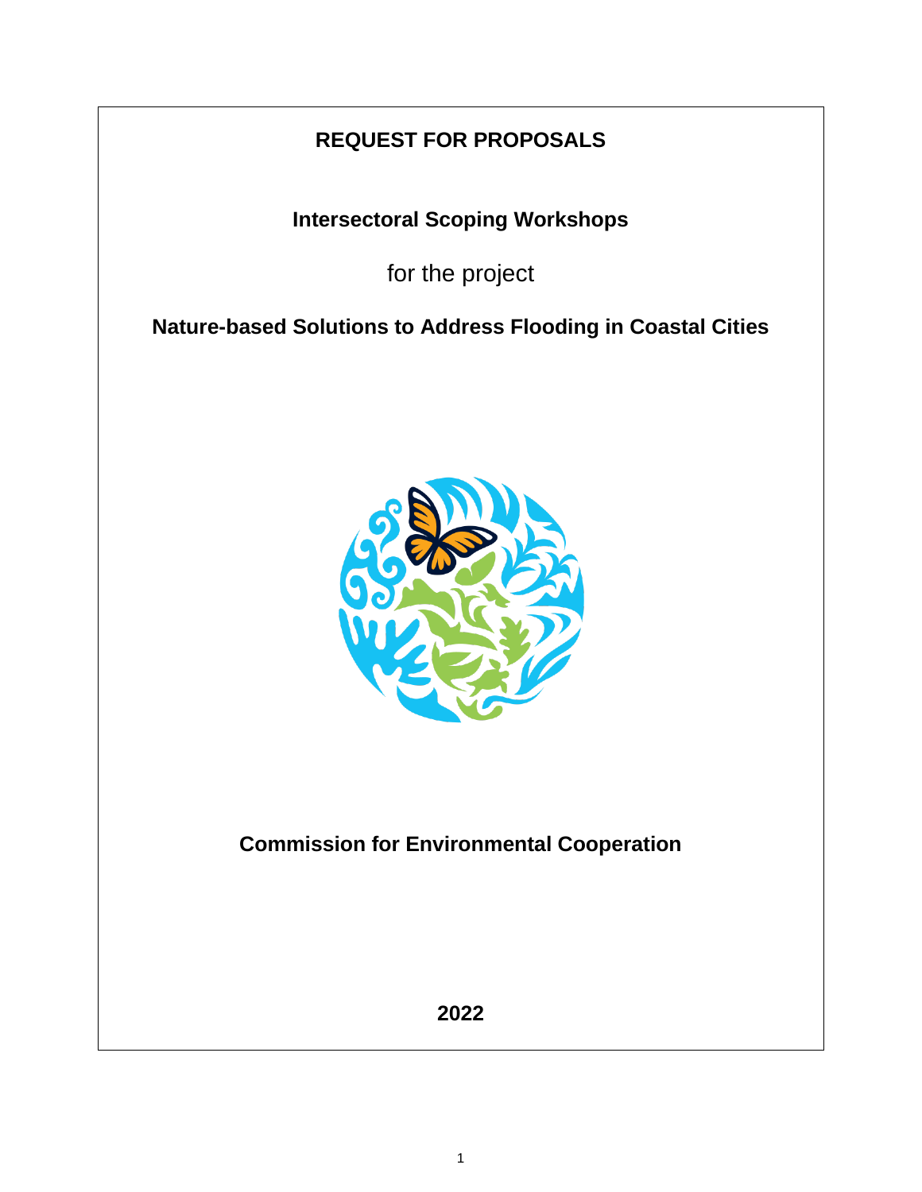# REQUEST FOR PROPOSALS

## Intersectoral Scoping Workshops

for the project

## Nature-based Solutions to Address Flooding in Coastal Cities

**Commission for Environmental Cooperation**

**2022**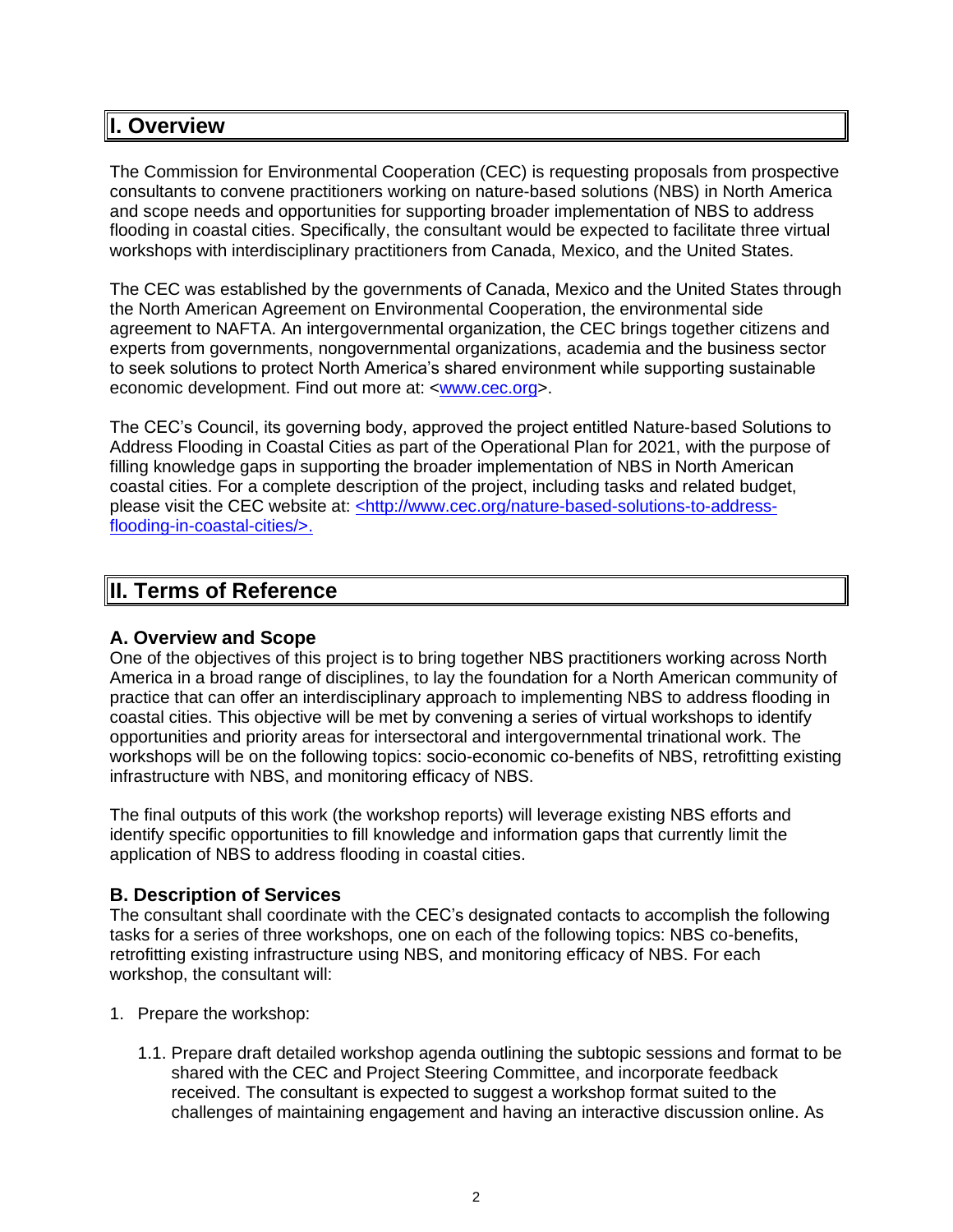# I. Overview

The Commission for Environmental Cooperation (CEC) is requesting proposals from prospective consultants to convene practitioners working on nature-based solutions (NBS) in North America and scope needs and opportunities for supporting broader implementation of NBS to address flooding in coastal cities. Specifically, the consultant would be expected to facilitate three virtual workshops with interdisciplinary practitioners from Canada, Mexico, and the United States.

The CEC was established by the governments of Canada, Mexico and the United States through the North American Agreement on Environmental Cooperation, the environmental side agreement to NAFTA. An intergovernmental organization, the CEC brings together citizens and experts from governments, nongovernmental organizations, academia and the business sector to seek solutions to protect North America's shared environment while supporting sustainable economic development. Find out more at: <www.cec.org>.

The CEC's Council, its governing body, approved the project entitled Nature-based Solutions to Address Flooding in Coastal Cities as part of the Operational Plan for 2021, with the purpose of filling knowledge gaps in supporting the broader implementation of NBS in North American coastal cities. For a complete description of the project, including tasks and related budget, please visit the CEC website at: <http://www.cec.org/nature-based-solutions-to-address-flooding-in-coastal-cities/>.

# II. Terms of Reference

### A. Overview and Scope

One of the objectives of this project is to bring together NBS practitioners working across North America in a broad range of disciplines, to lay the foundation for a North American community of practice that can offer an interdisciplinary approach to implementing NBS to address flooding in coastal cities. This objective will be met by convening a series of virtual workshops to identify opportunities and priority areas for intersectoral and intergovernmental trinational work. The workshops will be on the following topics: socio-economic co-benefits of NBS, retrofitting existing infrastructure with NBS, and monitoring efficacy of NBS.

The final outputs of this work (the workshop reports) will leverage existing NBS efforts and identify specific opportunities to fill knowledge and information gaps that currently limit the application of NBS to address flooding in coastal cities.

### B. Description of Services

The consultant shall coordinate with the CEC's designated contacts to accomplish the following tasks for a series of three workshops, one on each of the following topics: NBS co-benefits, retrofitting existing infrastructure using NBS, and monitoring efficacy of NBS. For each workshop, the consultant will:

1. Prepare the workshop:

    1.1. Prepare draft detailed workshop agenda outlining the subtopic sessions and format to be shared with the CEC and Project Steering Committee, and incorporate feedback received. The consultant is expected to suggest a workshop format suited to the challenges of maintaining engagement and having an interactive discussion online. As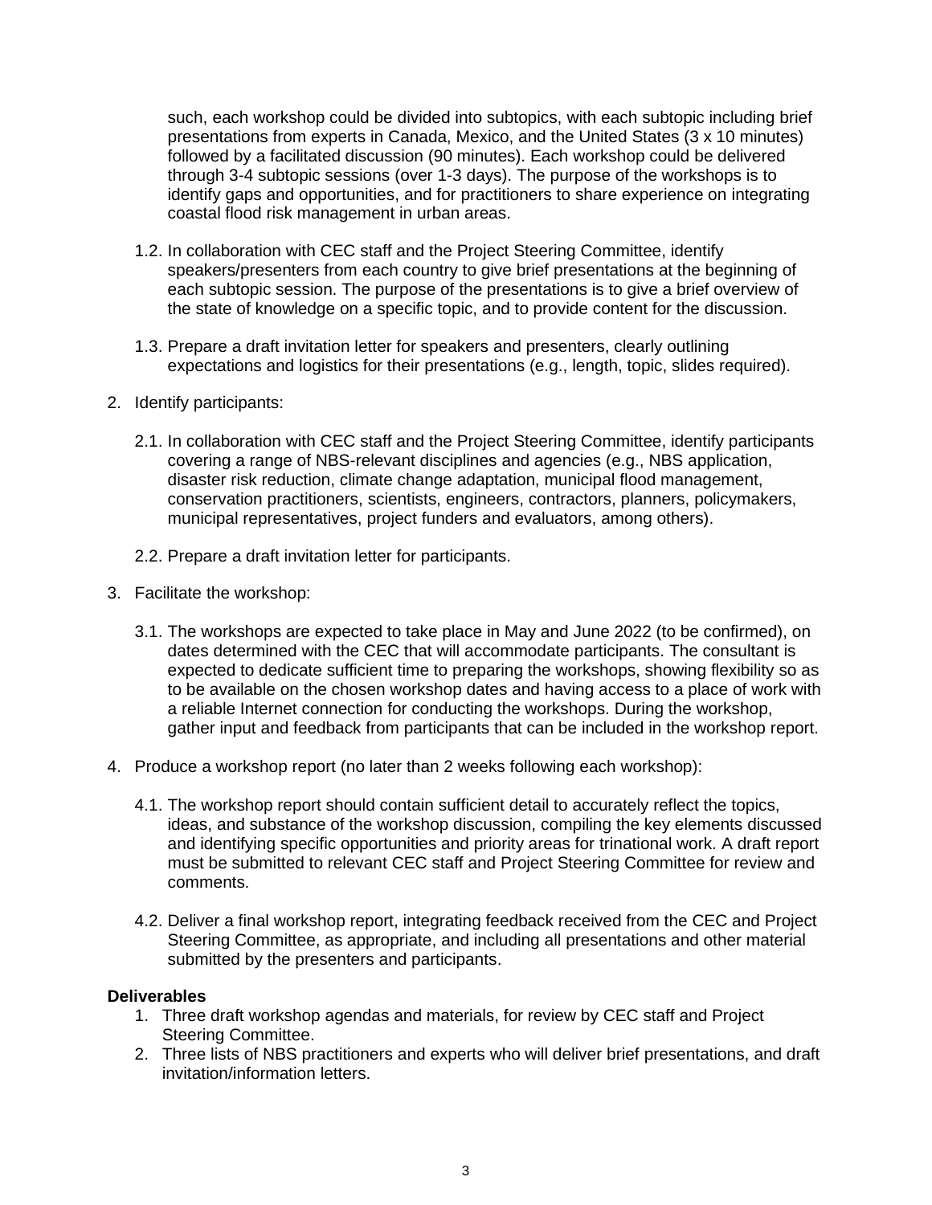such, each workshop could be divided into subtopics, with each subtopic including brief presentations from experts in Canada, Mexico, and the United States (3 x 10 minutes) followed by a facilitated discussion (90 minutes). Each workshop could be delivered through 3-4 subtopic sessions (over 1-3 days). The purpose of the workshops is to identify gaps and opportunities, and for practitioners to share experience on integrating coastal flood risk management in urban areas.

   1.2. In collaboration with CEC staff and the Project Steering Committee, identify speakers/presenters from each country to give brief presentations at the beginning of each subtopic session. The purpose of the presentations is to give a brief overview of the state of knowledge on a specific topic, and to provide content for the discussion.

   1.3. Prepare a draft invitation letter for speakers and presenters, clearly outlining expectations and logistics for their presentations (e.g., length, topic, slides required).

2. Identify participants:

   2.1. In collaboration with CEC staff and the Project Steering Committee, identify participants covering a range of NBS-relevant disciplines and agencies (e.g., NBS application, disaster risk reduction, climate change adaptation, municipal flood management, conservation practitioners, scientists, engineers, contractors, planners, policymakers, municipal representatives, project funders and evaluators, among others).

   2.2. Prepare a draft invitation letter for participants.

3. Facilitate the workshop:

   3.1. The workshops are expected to take place in May and June 2022 (to be confirmed), on dates determined with the CEC that will accommodate participants. The consultant is expected to dedicate sufficient time to preparing the workshops, showing flexibility so as to be available on the chosen workshop dates and having access to a place of work with a reliable Internet connection for conducting the workshops. During the workshop, gather input and feedback from participants that can be included in the workshop report.

4. Produce a workshop report (no later than 2 weeks following each workshop):

   4.1. The workshop report should contain sufficient detail to accurately reflect the topics, ideas, and substance of the workshop discussion, compiling the key elements discussed and identifying specific opportunities and priority areas for trinational work. A draft report must be submitted to relevant CEC staff and Project Steering Committee for review and comments.

   4.2. Deliver a final workshop report, integrating feedback received from the CEC and Project Steering Committee, as appropriate, and including all presentations and other material submitted by the presenters and participants.

**Deliverables**

1. Three draft workshop agendas and materials, for review by CEC staff and Project Steering Committee.
2. Three lists of NBS practitioners and experts who will deliver brief presentations, and draft invitation/information letters.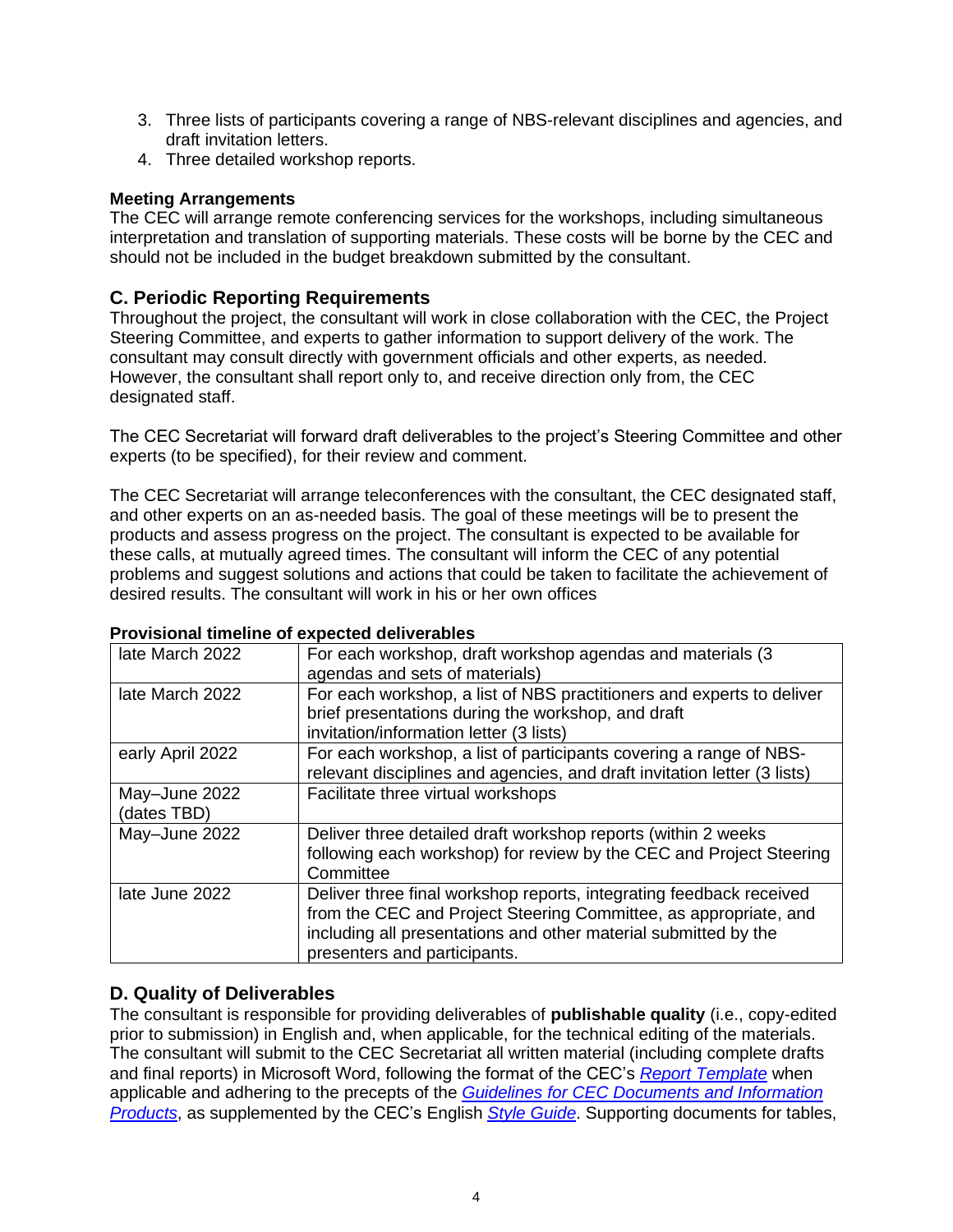3. Three lists of participants covering a range of NBS-relevant disciplines and agencies, and draft invitation letters.
4. Three detailed workshop reports.

**Meeting Arrangements**
The CEC will arrange remote conferencing services for the workshops, including simultaneous interpretation and translation of supporting materials. These costs will be borne by the CEC and should not be included in the budget breakdown submitted by the consultant.

## C. Periodic Reporting Requirements

Throughout the project, the consultant will work in close collaboration with the CEC, the Project Steering Committee, and experts to gather information to support delivery of the work. The consultant may consult directly with government officials and other experts, as needed. However, the consultant shall report only to, and receive direction only from, the CEC designated staff.

The CEC Secretariat will forward draft deliverables to the project's Steering Committee and other experts (to be specified), for their review and comment.

The CEC Secretariat will arrange teleconferences with the consultant, the CEC designated staff, and other experts on an as-needed basis. The goal of these meetings will be to present the products and assess progress on the project. The consultant is expected to be available for these calls, at mutually agreed times. The consultant will inform the CEC of any potential problems and suggest solutions and actions that could be taken to facilitate the achievement of desired results. The consultant will work in his or her own offices

**Provisional timeline of expected deliverables**

| | |
|---|---|
| late March 2022 | For each workshop, draft workshop agendas and materials (3 agendas and sets of materials) |
| late March 2022 | For each workshop, a list of NBS practitioners and experts to deliver brief presentations during the workshop, and draft invitation/information letter (3 lists) |
| early April 2022 | For each workshop, a list of participants covering a range of NBS-relevant disciplines and agencies, and draft invitation letter (3 lists) |
| May–June 2022 (dates TBD) | Facilitate three virtual workshops |
| May–June 2022 | Deliver three detailed draft workshop reports (within 2 weeks following each workshop) for review by the CEC and Project Steering Committee |
| late June 2022 | Deliver three final workshop reports, integrating feedback received from the CEC and Project Steering Committee, as appropriate, and including all presentations and other material submitted by the presenters and participants. |

## D. Quality of Deliverables

The consultant is responsible for providing deliverables of **publishable quality** (i.e., copy-edited prior to submission) in English and, when applicable, for the technical editing of the materials. The consultant will submit to the CEC Secretariat all written material (including complete drafts and final reports) in Microsoft Word, following the format of the CEC's *Report Template* when applicable and adhering to the precepts of the *Guidelines for CEC Documents and Information Products*, as supplemented by the CEC's English *Style Guide*. Supporting documents for tables,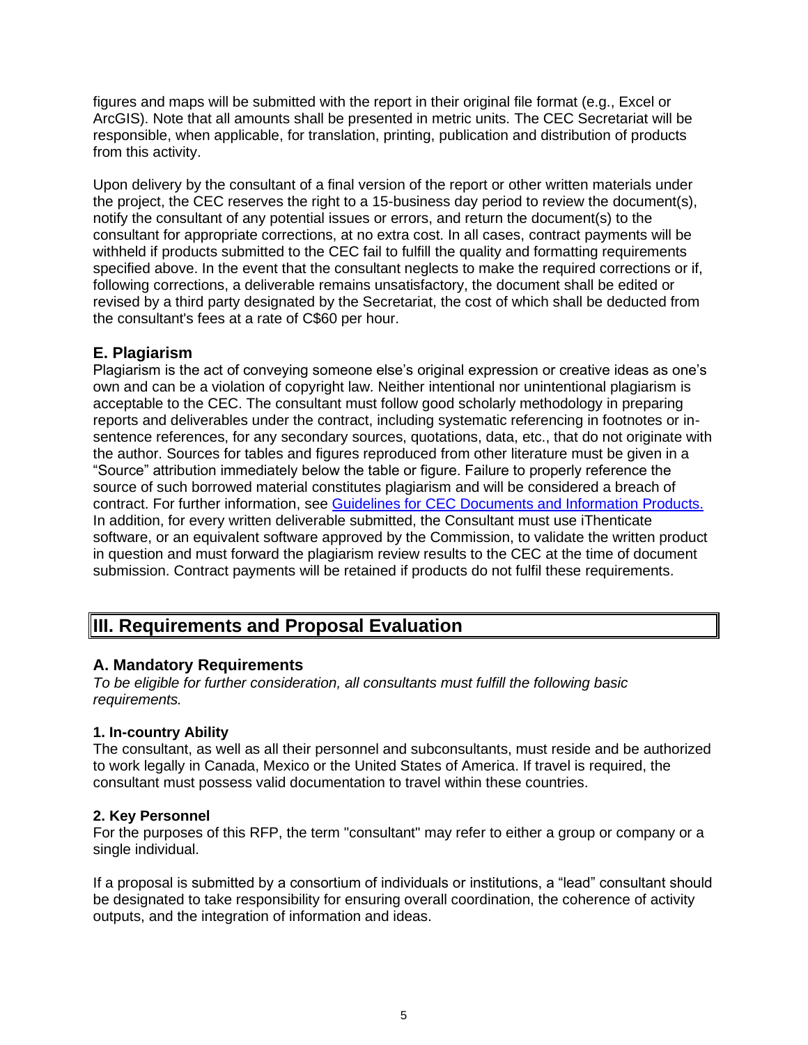figures and maps will be submitted with the report in their original file format (e.g., Excel or ArcGIS). Note that all amounts shall be presented in metric units. The CEC Secretariat will be responsible, when applicable, for translation, printing, publication and distribution of products from this activity.

Upon delivery by the consultant of a final version of the report or other written materials under the project, the CEC reserves the right to a 15-business day period to review the document(s), notify the consultant of any potential issues or errors, and return the document(s) to the consultant for appropriate corrections, at no extra cost. In all cases, contract payments will be withheld if products submitted to the CEC fail to fulfill the quality and formatting requirements specified above. In the event that the consultant neglects to make the required corrections or if, following corrections, a deliverable remains unsatisfactory, the document shall be edited or revised by a third party designated by the Secretariat, the cost of which shall be deducted from the consultant's fees at a rate of C$60 per hour.

### E. Plagiarism

Plagiarism is the act of conveying someone else's original expression or creative ideas as one's own and can be a violation of copyright law. Neither intentional nor unintentional plagiarism is acceptable to the CEC. The consultant must follow good scholarly methodology in preparing reports and deliverables under the contract, including systematic referencing in footnotes or in-sentence references, for any secondary sources, quotations, data, etc., that do not originate with the author. Sources for tables and figures reproduced from other literature must be given in a "Source" attribution immediately below the table or figure. Failure to properly reference the source of such borrowed material constitutes plagiarism and will be considered a breach of contract. For further information, see [Guidelines for CEC Documents and Information Products.]() In addition, for every written deliverable submitted, the Consultant must use iThenticate software, or an equivalent software approved by the Commission, to validate the written product in question and must forward the plagiarism review results to the CEC at the time of document submission. Contract payments will be retained if products do not fulfil these requirements.

## III. Requirements and Proposal Evaluation

### A. Mandatory Requirements

*To be eligible for further consideration, all consultants must fulfill the following basic requirements.*

#### 1. In-country Ability

The consultant, as well as all their personnel and subconsultants, must reside and be authorized to work legally in Canada, Mexico or the United States of America. If travel is required, the consultant must possess valid documentation to travel within these countries.

#### 2. Key Personnel

For the purposes of this RFP, the term "consultant" may refer to either a group or company or a single individual.

If a proposal is submitted by a consortium of individuals or institutions, a "lead" consultant should be designated to take responsibility for ensuring overall coordination, the coherence of activity outputs, and the integration of information and ideas.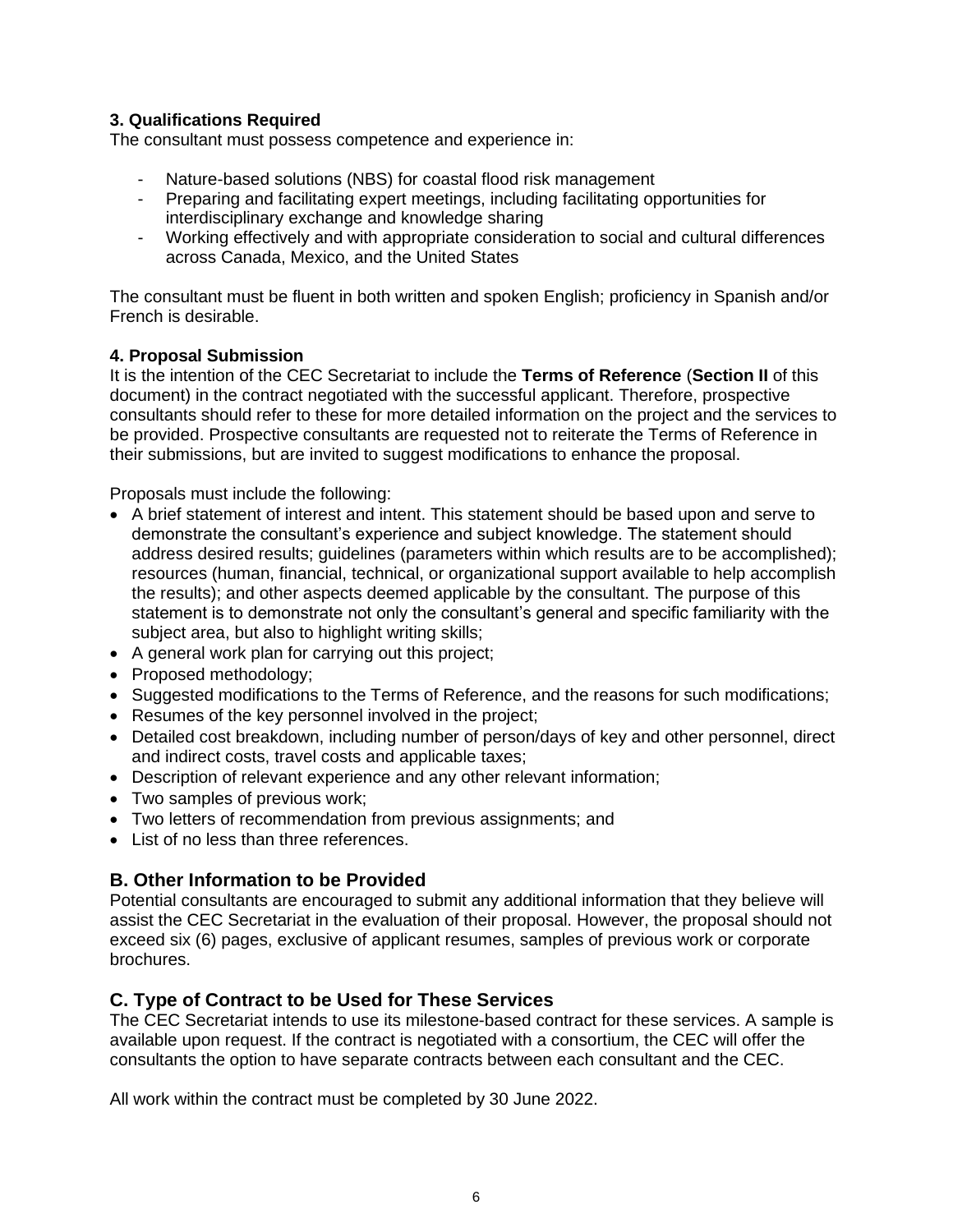### 3. Qualifications Required

The consultant must possess competence and experience in:

- Nature-based solutions (NBS) for coastal flood risk management
- Preparing and facilitating expert meetings, including facilitating opportunities for interdisciplinary exchange and knowledge sharing
- Working effectively and with appropriate consideration to social and cultural differences across Canada, Mexico, and the United States

The consultant must be fluent in both written and spoken English; proficiency in Spanish and/or French is desirable.

### 4. Proposal Submission

It is the intention of the CEC Secretariat to include the **Terms of Reference** (**Section II** of this document) in the contract negotiated with the successful applicant. Therefore, prospective consultants should refer to these for more detailed information on the project and the services to be provided. Prospective consultants are requested not to reiterate the Terms of Reference in their submissions, but are invited to suggest modifications to enhance the proposal.

Proposals must include the following:

- A brief statement of interest and intent. This statement should be based upon and serve to demonstrate the consultant's experience and subject knowledge. The statement should address desired results; guidelines (parameters within which results are to be accomplished); resources (human, financial, technical, or organizational support available to help accomplish the results); and other aspects deemed applicable by the consultant. The purpose of this statement is to demonstrate not only the consultant's general and specific familiarity with the subject area, but also to highlight writing skills;
- A general work plan for carrying out this project;
- Proposed methodology;
- Suggested modifications to the Terms of Reference, and the reasons for such modifications;
- Resumes of the key personnel involved in the project;
- Detailed cost breakdown, including number of person/days of key and other personnel, direct and indirect costs, travel costs and applicable taxes;
- Description of relevant experience and any other relevant information;
- Two samples of previous work;
- Two letters of recommendation from previous assignments; and
- List of no less than three references.

## B. Other Information to be Provided

Potential consultants are encouraged to submit any additional information that they believe will assist the CEC Secretariat in the evaluation of their proposal. However, the proposal should not exceed six (6) pages, exclusive of applicant resumes, samples of previous work or corporate brochures.

## C. Type of Contract to be Used for These Services

The CEC Secretariat intends to use its milestone-based contract for these services. A sample is available upon request. If the contract is negotiated with a consortium, the CEC will offer the consultants the option to have separate contracts between each consultant and the CEC.

All work within the contract must be completed by 30 June 2022.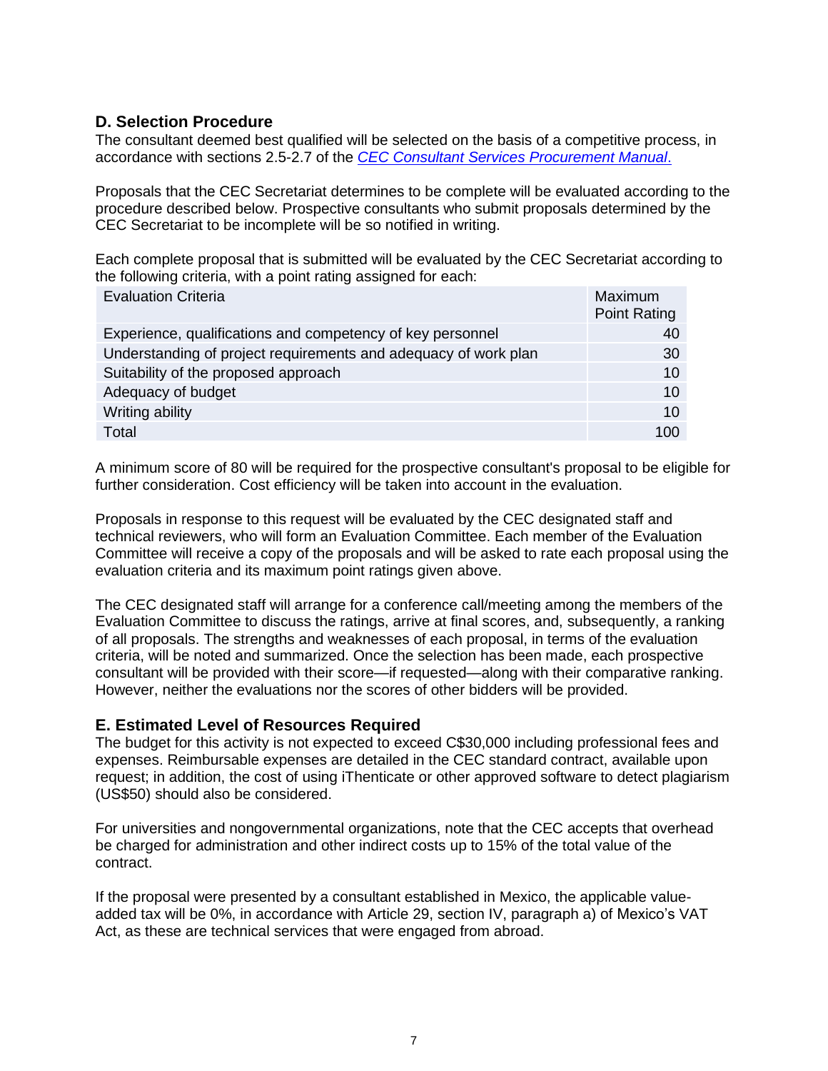## D. Selection Procedure

The consultant deemed best qualified will be selected on the basis of a competitive process, in accordance with sections 2.5-2.7 of the *CEC Consultant Services Procurement Manual*.

Proposals that the CEC Secretariat determines to be complete will be evaluated according to the procedure described below. Prospective consultants who submit proposals determined by the CEC Secretariat to be incomplete will be so notified in writing.

Each complete proposal that is submitted will be evaluated by the CEC Secretariat according to the following criteria, with a point rating assigned for each:

| Evaluation Criteria | Maximum Point Rating |
|---|---|
| Experience, qualifications and competency of key personnel | 40 |
| Understanding of project requirements and adequacy of work plan | 30 |
| Suitability of the proposed approach | 10 |
| Adequacy of budget | 10 |
| Writing ability | 10 |
| Total | 100 |

A minimum score of 80 will be required for the prospective consultant's proposal to be eligible for further consideration. Cost efficiency will be taken into account in the evaluation.

Proposals in response to this request will be evaluated by the CEC designated staff and technical reviewers, who will form an Evaluation Committee. Each member of the Evaluation Committee will receive a copy of the proposals and will be asked to rate each proposal using the evaluation criteria and its maximum point ratings given above.

The CEC designated staff will arrange for a conference call/meeting among the members of the Evaluation Committee to discuss the ratings, arrive at final scores, and, subsequently, a ranking of all proposals. The strengths and weaknesses of each proposal, in terms of the evaluation criteria, will be noted and summarized. Once the selection has been made, each prospective consultant will be provided with their score—if requested—along with their comparative ranking. However, neither the evaluations nor the scores of other bidders will be provided.

## E. Estimated Level of Resources Required

The budget for this activity is not expected to exceed C$30,000 including professional fees and expenses. Reimbursable expenses are detailed in the CEC standard contract, available upon request; in addition, the cost of using iThenticate or other approved software to detect plagiarism (US$50) should also be considered.

For universities and nongovernmental organizations, note that the CEC accepts that overhead be charged for administration and other indirect costs up to 15% of the total value of the contract.

If the proposal were presented by a consultant established in Mexico, the applicable value-added tax will be 0%, in accordance with Article 29, section IV, paragraph a) of Mexico's VAT Act, as these are technical services that were engaged from abroad.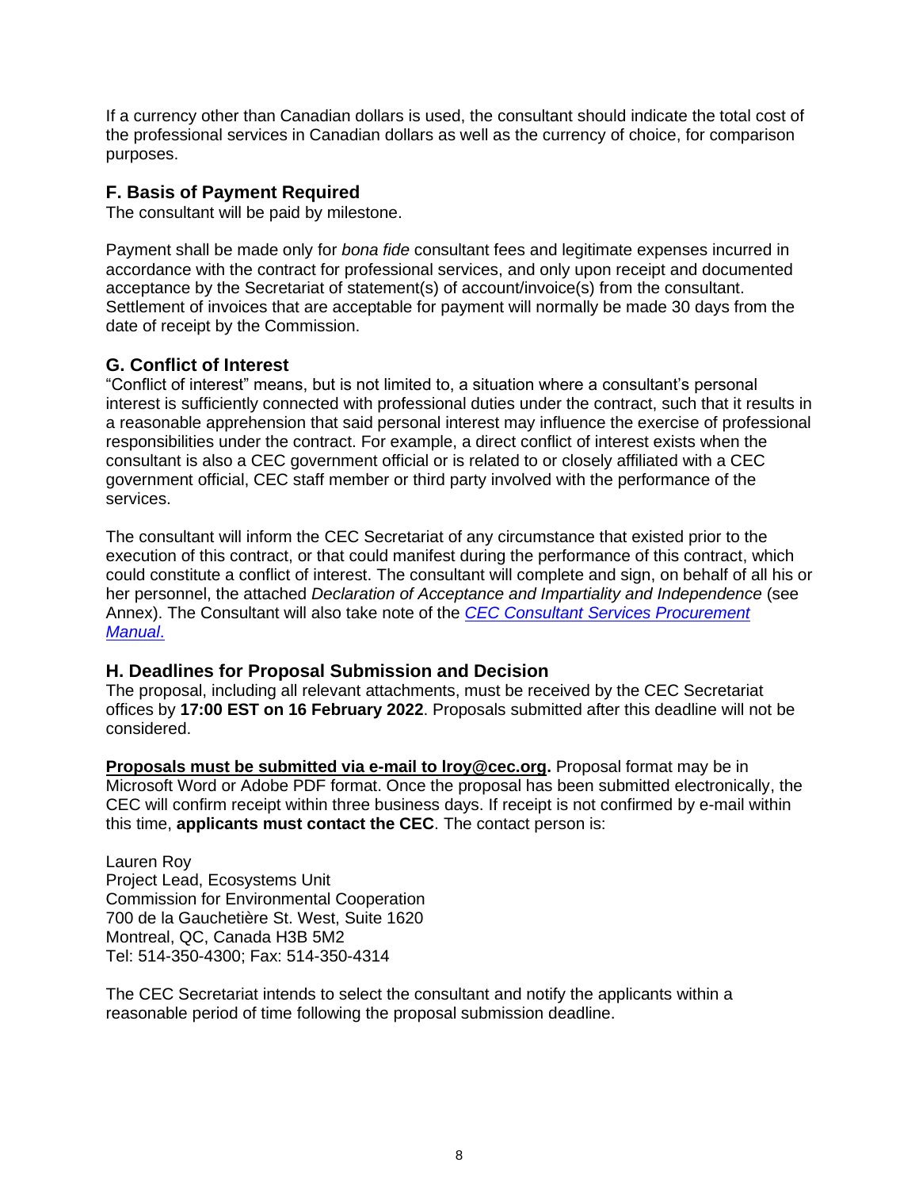If a currency other than Canadian dollars is used, the consultant should indicate the total cost of the professional services in Canadian dollars as well as the currency of choice, for comparison purposes.

## F. Basis of Payment Required

The consultant will be paid by milestone.

Payment shall be made only for *bona fide* consultant fees and legitimate expenses incurred in accordance with the contract for professional services, and only upon receipt and documented acceptance by the Secretariat of statement(s) of account/invoice(s) from the consultant. Settlement of invoices that are acceptable for payment will normally be made 30 days from the date of receipt by the Commission.

## G. Conflict of Interest

"Conflict of interest" means, but is not limited to, a situation where a consultant's personal interest is sufficiently connected with professional duties under the contract, such that it results in a reasonable apprehension that said personal interest may influence the exercise of professional responsibilities under the contract. For example, a direct conflict of interest exists when the consultant is also a CEC government official or is related to or closely affiliated with a CEC government official, CEC staff member or third party involved with the performance of the services.

The consultant will inform the CEC Secretariat of any circumstance that existed prior to the execution of this contract, or that could manifest during the performance of this contract, which could constitute a conflict of interest. The consultant will complete and sign, on behalf of all his or her personnel, the attached *Declaration of Acceptance and Impartiality and Independence* (see Annex). The Consultant will also take note of the *CEC Consultant Services Procurement Manual*.

## H. Deadlines for Proposal Submission and Decision

The proposal, including all relevant attachments, must be received by the CEC Secretariat offices by **17:00 EST on 16 February 2022**. Proposals submitted after this deadline will not be considered.

**Proposals must be submitted via e-mail to lroy@cec.org.** Proposal format may be in Microsoft Word or Adobe PDF format. Once the proposal has been submitted electronically, the CEC will confirm receipt within three business days. If receipt is not confirmed by e-mail within this time, **applicants must contact the CEC**. The contact person is:

Lauren Roy
Project Lead, Ecosystems Unit
Commission for Environmental Cooperation
700 de la Gauchetière St. West, Suite 1620
Montreal, QC, Canada H3B 5M2
Tel: 514-350-4300; Fax: 514-350-4314

The CEC Secretariat intends to select the consultant and notify the applicants within a reasonable period of time following the proposal submission deadline.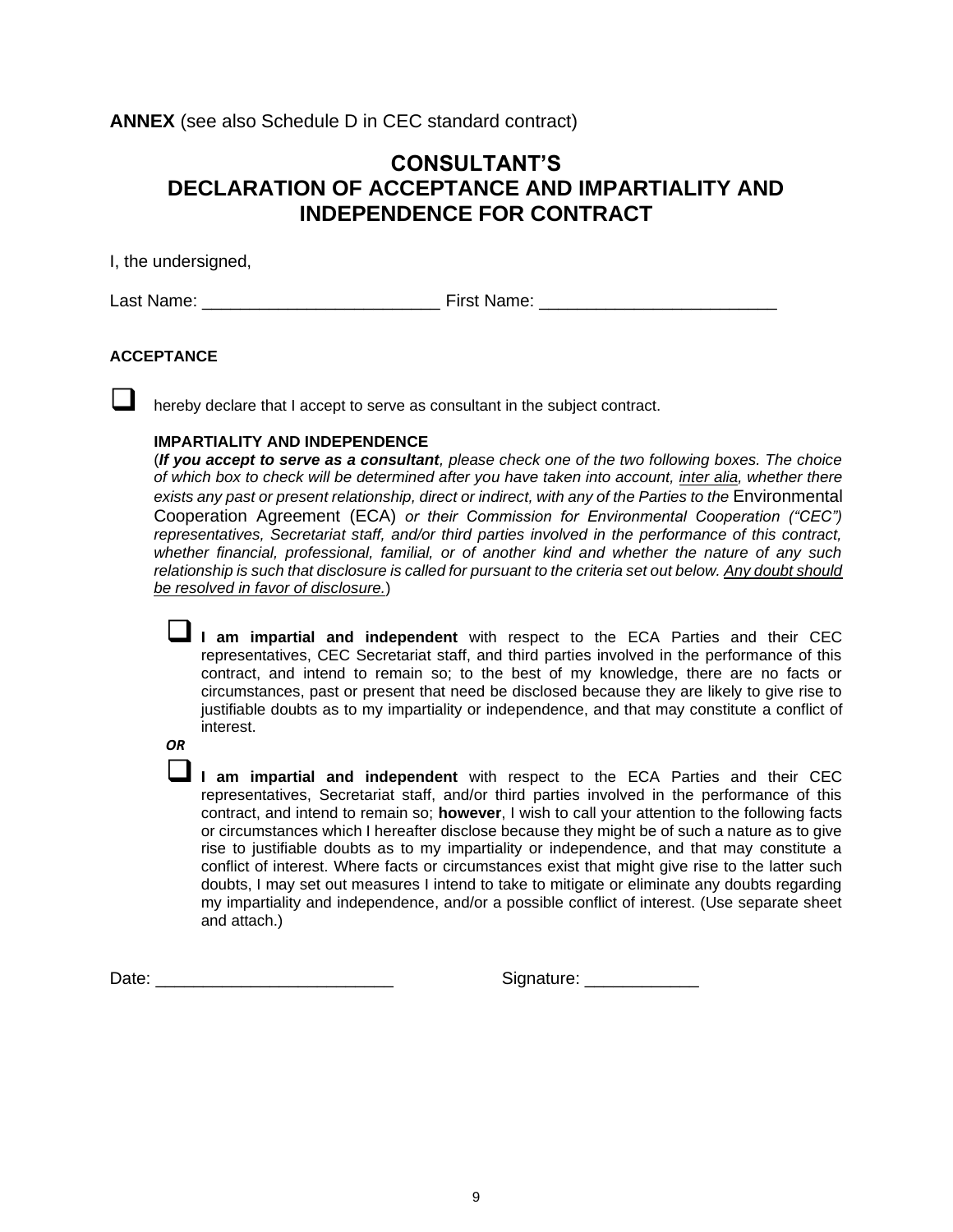**ANNEX** (see also Schedule D in CEC standard contract)

# CONSULTANT'S DECLARATION OF ACCEPTANCE AND IMPARTIALITY AND INDEPENDENCE FOR CONTRACT

I, the undersigned,

Last Name: ________________________ First Name: ________________________

**ACCEPTANCE**

☐ hereby declare that I accept to serve as consultant in the subject contract.

**IMPARTIALITY AND INDEPENDENCE**

(***If you accept to serve as a consultant****, please check one of the two following boxes. The choice of which box to check will be determined after you have taken into account, inter alia, whether there exists any past or present relationship, direct or indirect, with any of the Parties to the* Environmental Cooperation Agreement (ECA) *or their Commission for Environmental Cooperation ("CEC") representatives, Secretariat staff, and/or third parties involved in the performance of this contract, whether financial, professional, familial, or of another kind and whether the nature of any such relationship is such that disclosure is called for pursuant to the criteria set out below. Any doubt should be resolved in favor of disclosure.*)

☐ **I am impartial and independent** with respect to the ECA Parties and their CEC representatives, CEC Secretariat staff, and third parties involved in the performance of this contract, and intend to remain so; to the best of my knowledge, there are no facts or circumstances, past or present that need be disclosed because they are likely to give rise to justifiable doubts as to my impartiality or independence, and that may constitute a conflict of interest.

***OR***

☐ **I am impartial and independent** with respect to the ECA Parties and their CEC representatives, Secretariat staff, and/or third parties involved in the performance of this contract, and intend to remain so; **however**, I wish to call your attention to the following facts or circumstances which I hereafter disclose because they might be of such a nature as to give rise to justifiable doubts as to my impartiality or independence, and that may constitute a conflict of interest. Where facts or circumstances exist that might give rise to the latter such doubts, I may set out measures I intend to take to mitigate or eliminate any doubts regarding my impartiality and independence, and/or a possible conflict of interest. (Use separate sheet and attach.)

Date: ________________________ Signature: ____________